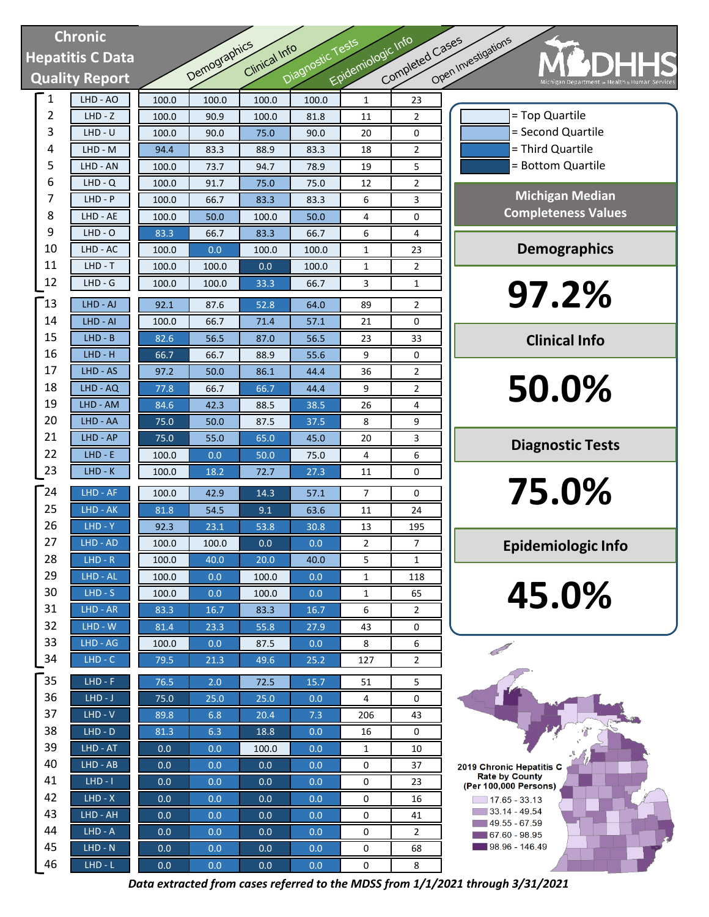# Chronic Hepatitis C Data Quality Report

MDHHS — Michigan Department of Health & Human Services

| Rank | LHD | Demographics | Clinical Info | Diagnostic Tests | Epidemiologic Info | Completed Cases | Open Investigations |
|---|---|---|---|---|---|---|---|
| 1 | LHD - AO | 100.0 | 100.0 | 100.0 | 100.0 | 1 | 23 |
| 2 | LHD - Z | 100.0 | 90.9 | 100.0 | 81.8 | 11 | 2 |
| 3 | LHD - U | 100.0 | 90.0 | 75.0 | 90.0 | 20 | 0 |
| 4 | LHD - M | 94.4 | 83.3 | 88.9 | 83.3 | 18 | 2 |
| 5 | LHD - AN | 100.0 | 73.7 | 94.7 | 78.9 | 19 | 5 |
| 6 | LHD - Q | 100.0 | 91.7 | 75.0 | 75.0 | 12 | 2 |
| 7 | LHD - P | 100.0 | 66.7 | 83.3 | 83.3 | 6 | 3 |
| 8 | LHD - AE | 100.0 | 50.0 | 100.0 | 50.0 | 4 | 0 |
| 9 | LHD - O | 83.3 | 66.7 | 83.3 | 66.7 | 6 | 4 |
| 10 | LHD - AC | 100.0 | 0.0 | 100.0 | 100.0 | 1 | 23 |
| 11 | LHD - T | 100.0 | 100.0 | 0.0 | 100.0 | 1 | 2 |
| 12 | LHD - G | 100.0 | 100.0 | 33.3 | 66.7 | 3 | 1 |
| 13 | LHD - AJ | 92.1 | 87.6 | 52.8 | 64.0 | 89 | 2 |
| 14 | LHD - AI | 100.0 | 66.7 | 71.4 | 57.1 | 21 | 0 |
| 15 | LHD - B | 82.6 | 56.5 | 87.0 | 56.5 | 23 | 33 |
| 16 | LHD - H | 66.7 | 66.7 | 88.9 | 55.6 | 9 | 0 |
| 17 | LHD - AS | 97.2 | 50.0 | 86.1 | 44.4 | 36 | 2 |
| 18 | LHD - AQ | 77.8 | 66.7 | 66.7 | 44.4 | 9 | 2 |
| 19 | LHD - AM | 84.6 | 42.3 | 88.5 | 38.5 | 26 | 4 |
| 20 | LHD - AA | 75.0 | 50.0 | 87.5 | 37.5 | 8 | 9 |
| 21 | LHD - AP | 75.0 | 55.0 | 65.0 | 45.0 | 20 | 3 |
| 22 | LHD - E | 100.0 | 0.0 | 50.0 | 75.0 | 4 | 6 |
| 23 | LHD - K | 100.0 | 18.2 | 72.7 | 27.3 | 11 | 0 |
| 24 | LHD - AF | 100.0 | 42.9 | 14.3 | 57.1 | 7 | 0 |
| 25 | LHD - AK | 81.8 | 54.5 | 9.1 | 63.6 | 11 | 24 |
| 26 | LHD - Y | 92.3 | 23.1 | 53.8 | 30.8 | 13 | 195 |
| 27 | LHD - AD | 100.0 | 100.0 | 0.0 | 0.0 | 2 | 7 |
| 28 | LHD - R | 100.0 | 40.0 | 20.0 | 40.0 | 5 | 1 |
| 29 | LHD - AL | 100.0 | 0.0 | 100.0 | 0.0 | 1 | 118 |
| 30 | LHD - S | 100.0 | 0.0 | 100.0 | 0.0 | 1 | 65 |
| 31 | LHD - AR | 83.3 | 16.7 | 83.3 | 16.7 | 6 | 2 |
| 32 | LHD - W | 81.4 | 23.3 | 55.8 | 27.9 | 43 | 0 |
| 33 | LHD - AG | 100.0 | 0.0 | 87.5 | 0.0 | 8 | 6 |
| 34 | LHD - C | 79.5 | 21.3 | 49.6 | 25.2 | 127 | 2 |
| 35 | LHD - F | 76.5 | 2.0 | 72.5 | 15.7 | 51 | 5 |
| 36 | LHD - J | 75.0 | 25.0 | 25.0 | 0.0 | 4 | 0 |
| 37 | LHD - V | 89.8 | 6.8 | 20.4 | 7.3 | 206 | 43 |
| 38 | LHD - D | 81.3 | 6.3 | 18.8 | 0.0 | 16 | 0 |
| 39 | LHD - AT | 0.0 | 0.0 | 100.0 | 0.0 | 1 | 10 |
| 40 | LHD - AB | 0.0 | 0.0 | 0.0 | 0.0 | 0 | 37 |
| 41 | LHD - I | 0.0 | 0.0 | 0.0 | 0.0 | 0 | 23 |
| 42 | LHD - X | 0.0 | 0.0 | 0.0 | 0.0 | 0 | 16 |
| 43 | LHD - AH | 0.0 | 0.0 | 0.0 | 0.0 | 0 | 41 |
| 44 | LHD - A | 0.0 | 0.0 | 0.0 | 0.0 | 0 | 2 |
| 45 | LHD - N | 0.0 | 0.0 | 0.0 | 0.0 | 0 | 68 |
| 46 | LHD - L | 0.0 | 0.0 | 0.0 | 0.0 | 0 | 8 |

- = Top Quartile
- = Second Quartile
- = Third Quartile
- = Bottom Quartile

## Michigan Median Completeness Values

**Demographics**

**97.2%**

**Clinical Info**

**50.0%**

**Diagnostic Tests**

**75.0%**

**Epidemiologic Info**

**45.0%**

**2019 Chronic Hepatitis C Rate by County (Per 100,000 Persons)**

- 17.65 - 33.13
- 33.14 - 49.54
- 49.55 - 67.59
- 67.60 - 98.95
- 98.96 - 146.49

*Data extracted from cases referred to the MDSS from 1/1/2021 through 3/31/2021*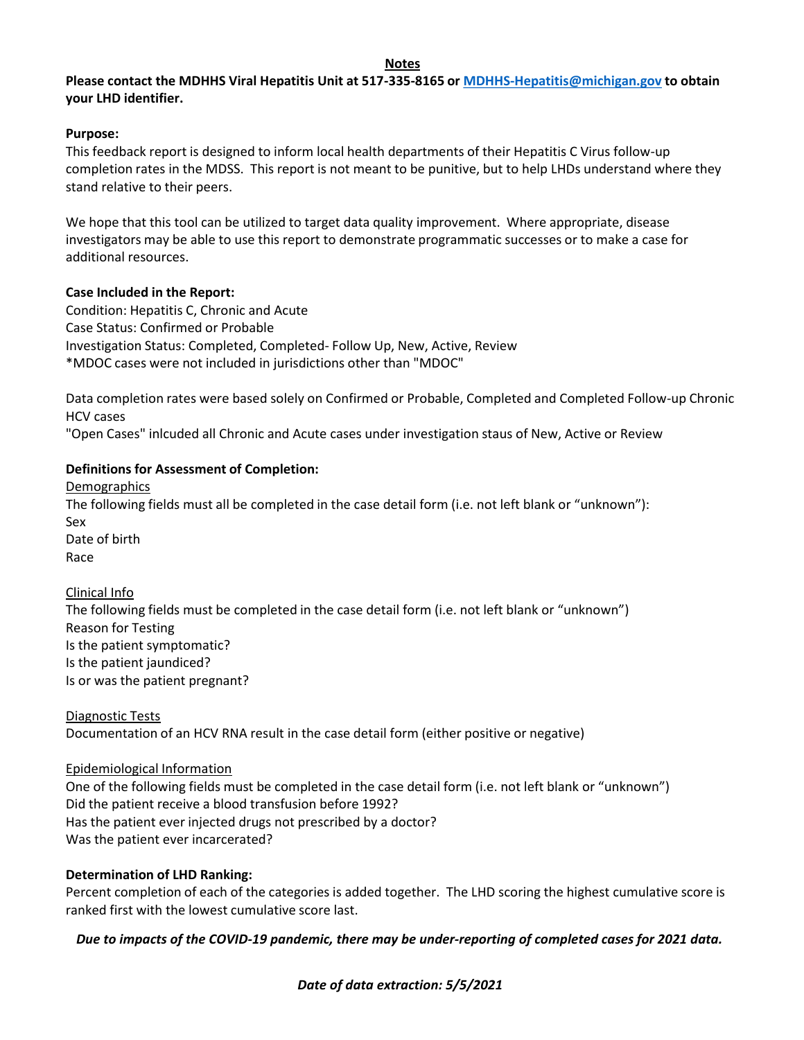## Notes

**Please contact the MDHHS Viral Hepatitis Unit at 517-335-8165 or MDHHS-Hepatitis@michigan.gov to obtain your LHD identifier.**

**Purpose:**

This feedback report is designed to inform local health departments of their Hepatitis C Virus follow-up completion rates in the MDSS. This report is not meant to be punitive, but to help LHDs understand where they stand relative to their peers.

We hope that this tool can be utilized to target data quality improvement. Where appropriate, disease investigators may be able to use this report to demonstrate programmatic successes or to make a case for additional resources.

**Case Included in the Report:**

Condition: Hepatitis C, Chronic and Acute
Case Status: Confirmed or Probable
Investigation Status: Completed, Completed- Follow Up, New, Active, Review
*MDOC cases were not included in jurisdictions other than "MDOC"

Data completion rates were based solely on Confirmed or Probable, Completed and Completed Follow-up Chronic HCV cases
"Open Cases" inlcuded all Chronic and Acute cases under investigation staus of New, Active or Review

**Definitions for Assessment of Completion:**

Demographics
The following fields must all be completed in the case detail form (i.e. not left blank or "unknown"):
Sex
Date of birth
Race

Clinical Info
The following fields must be completed in the case detail form (i.e. not left blank or "unknown")
Reason for Testing
Is the patient symptomatic?
Is the patient jaundiced?
Is or was the patient pregnant?

Diagnostic Tests
Documentation of an HCV RNA result in the case detail form (either positive or negative)

Epidemiological Information
One of the following fields must be completed in the case detail form (i.e. not left blank or "unknown")
Did the patient receive a blood transfusion before 1992?
Has the patient ever injected drugs not prescribed by a doctor?
Was the patient ever incarcerated?

**Determination of LHD Ranking:**

Percent completion of each of the categories is added together. The LHD scoring the highest cumulative score is ranked first with the lowest cumulative score last.

***Due to impacts of the COVID-19 pandemic, there may be under-reporting of completed cases for 2021 data.***

***Date of data extraction: 5/5/2021***